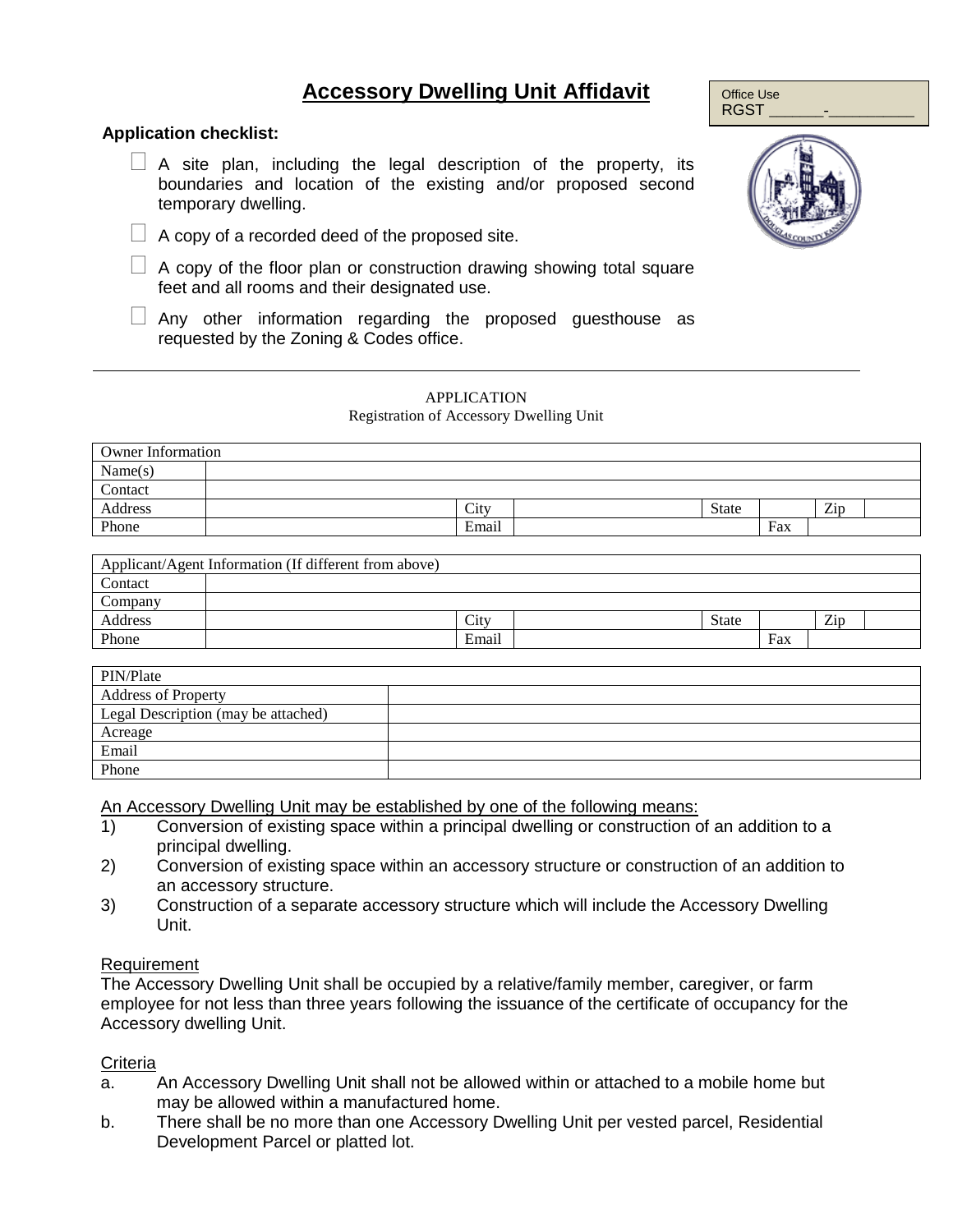# Accessory Dwelling Unit Affidavit

Office Use
RGST ______-__________

**Application checklist:**

- ☐ A site plan, including the legal description of the property, its boundaries and location of the existing and/or proposed second temporary dwelling.
- ☐ A copy of a recorded deed of the proposed site.
- ☐ A copy of the floor plan or construction drawing showing total square feet and all rooms and their designated use.
- ☐ Any other information regarding the proposed guesthouse as requested by the Zoning & Codes office.

---

APPLICATION
Registration of Accessory Dwelling Unit

| Owner Information | | | | | | | |
|---|---|---|---|---|---|---|---|
| Name(s) | | | | | | | |
| Contact | | | | | | | |
| Address | | City | | State | | Zip | |
| Phone | | Email | | | Fax | | |

| Applicant/Agent Information (If different from above) | | | | | | | |
|---|---|---|---|---|---|---|---|
| Contact | | | | | | | |
| Company | | | | | | | |
| Address | | City | | State | | Zip | |
| Phone | | Email | | | Fax | | |

| PIN/Plate | |
|---|---|
| Address of Property | |
| Legal Description (may be attached) | |
| Acreage | |
| Email | |
| Phone | |

An Accessory Dwelling Unit may be established by one of the following means:

1) Conversion of existing space within a principal dwelling or construction of an addition to a principal dwelling.
2) Conversion of existing space within an accessory structure or construction of an addition to an accessory structure.
3) Construction of a separate accessory structure which will include the Accessory Dwelling Unit.

Requirement

The Accessory Dwelling Unit shall be occupied by a relative/family member, caregiver, or farm employee for not less than three years following the issuance of the certificate of occupancy for the Accessory dwelling Unit.

Criteria

a. An Accessory Dwelling Unit shall not be allowed within or attached to a mobile home but may be allowed within a manufactured home.
b. There shall be no more than one Accessory Dwelling Unit per vested parcel, Residential Development Parcel or platted lot.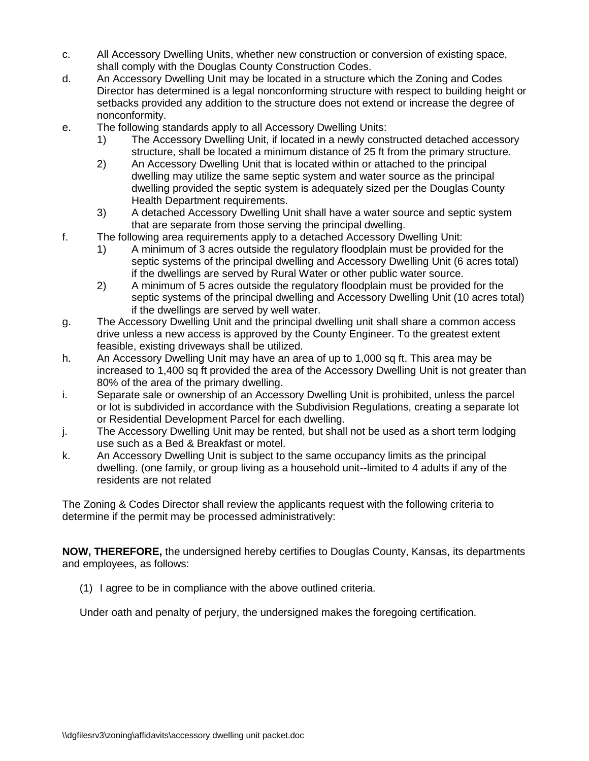c. All Accessory Dwelling Units, whether new construction or conversion of existing space, shall comply with the Douglas County Construction Codes.

d. An Accessory Dwelling Unit may be located in a structure which the Zoning and Codes Director has determined is a legal nonconforming structure with respect to building height or setbacks provided any addition to the structure does not extend or increase the degree of nonconformity.

e. The following standards apply to all Accessory Dwelling Units:
   1) The Accessory Dwelling Unit, if located in a newly constructed detached accessory structure, shall be located a minimum distance of 25 ft from the primary structure.
   2) An Accessory Dwelling Unit that is located within or attached to the principal dwelling may utilize the same septic system and water source as the principal dwelling provided the septic system is adequately sized per the Douglas County Health Department requirements.
   3) A detached Accessory Dwelling Unit shall have a water source and septic system that are separate from those serving the principal dwelling.

f. The following area requirements apply to a detached Accessory Dwelling Unit:
   1) A minimum of 3 acres outside the regulatory floodplain must be provided for the septic systems of the principal dwelling and Accessory Dwelling Unit (6 acres total) if the dwellings are served by Rural Water or other public water source.
   2) A minimum of 5 acres outside the regulatory floodplain must be provided for the septic systems of the principal dwelling and Accessory Dwelling Unit (10 acres total) if the dwellings are served by well water.

g. The Accessory Dwelling Unit and the principal dwelling unit shall share a common access drive unless a new access is approved by the County Engineer. To the greatest extent feasible, existing driveways shall be utilized.

h. An Accessory Dwelling Unit may have an area of up to 1,000 sq ft. This area may be increased to 1,400 sq ft provided the area of the Accessory Dwelling Unit is not greater than 80% of the area of the primary dwelling.

i. Separate sale or ownership of an Accessory Dwelling Unit is prohibited, unless the parcel or lot is subdivided in accordance with the Subdivision Regulations, creating a separate lot or Residential Development Parcel for each dwelling.

j. The Accessory Dwelling Unit may be rented, but shall not be used as a short term lodging use such as a Bed & Breakfast or motel.

k. An Accessory Dwelling Unit is subject to the same occupancy limits as the principal dwelling. (one family, or group living as a household unit--limited to 4 adults if any of the residents are not related

The Zoning & Codes Director shall review the applicants request with the following criteria to determine if the permit may be processed administratively:

**NOW, THEREFORE,** the undersigned hereby certifies to Douglas County, Kansas, its departments and employees, as follows:

(1) I agree to be in compliance with the above outlined criteria.

Under oath and penalty of perjury, the undersigned makes the foregoing certification.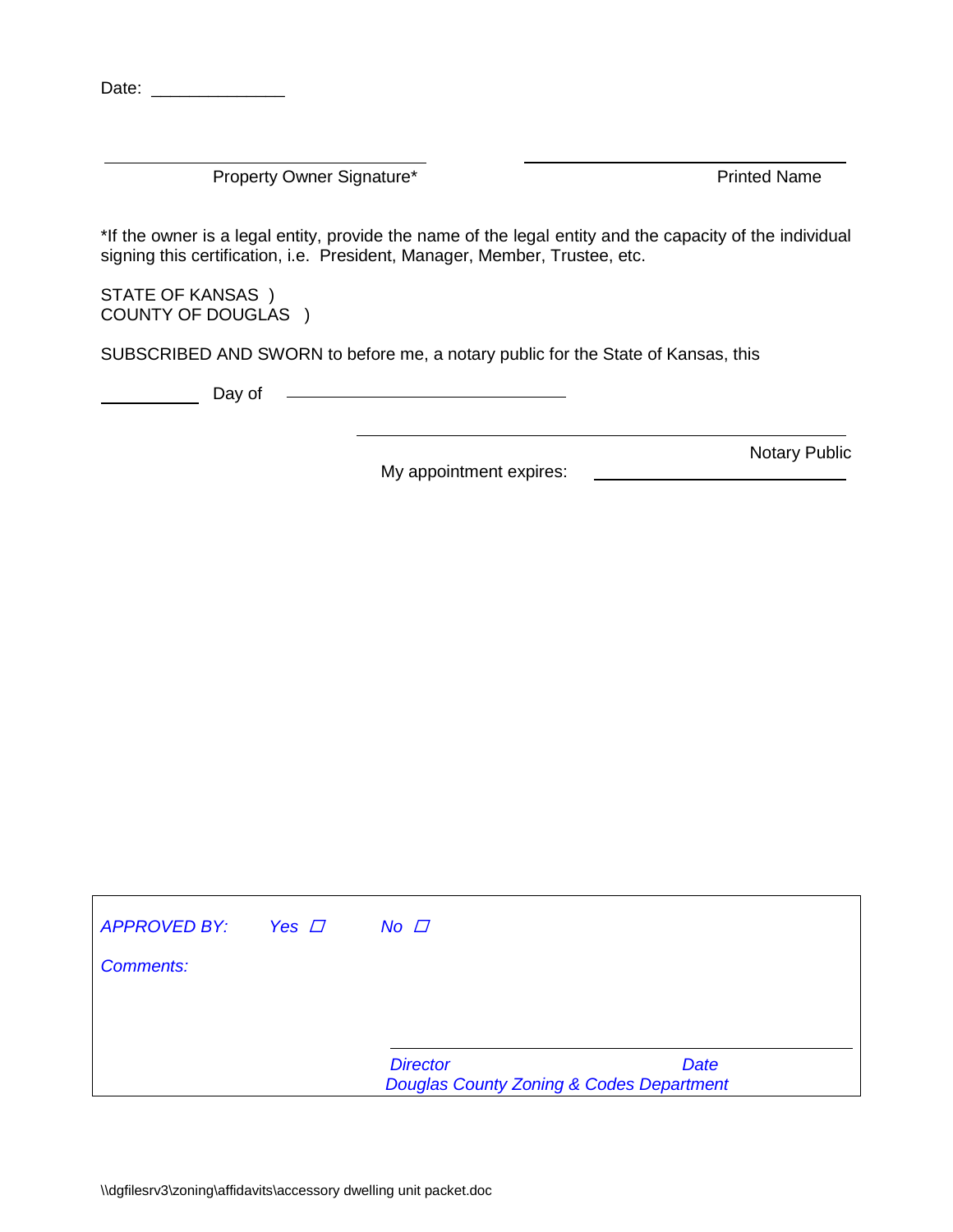Date: ______________

______________________________ &nbsp;&nbsp;&nbsp;&nbsp;&nbsp;&nbsp;&nbsp;&nbsp; ______________________________
Property Owner Signature* &nbsp;&nbsp;&nbsp;&nbsp;&nbsp;&nbsp;&nbsp;&nbsp; Printed Name

*If the owner is a legal entity, provide the name of the legal entity and the capacity of the individual signing this certification, i.e. President, Manager, Member, Trustee, etc.

STATE OF KANSAS )
COUNTY OF DOUGLAS )

SUBSCRIBED AND SWORN to before me, a notary public for the State of Kansas, this

__________ Day of ______________________________

______________________________
Notary Public

My appointment expires: ______________________

*APPROVED BY:* &nbsp;&nbsp; *Yes* ☐ &nbsp;&nbsp; *No* ☐

*Comments:*

______________________________
*Director* &nbsp;&nbsp;&nbsp;&nbsp;&nbsp;&nbsp;&nbsp;&nbsp; *Date*
*Douglas County Zoning & Codes Department*

\\dgfilesrv3\zoning\affidavits\accessory dwelling unit packet.doc